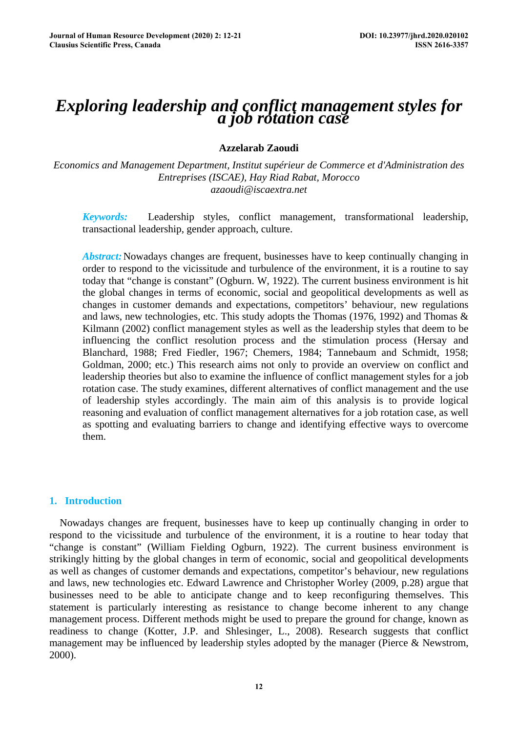# *Exploring leadership and conflict management styles for a job rotation case*

**Azzelarab Zaoudi**

*Economics and Management Department, Institut supérieur de Commerce et d'Administration des Entreprises (ISCAE), Hay Riad Rabat, Morocco*
*azaoudi@iscaextra.net*

***Keywords:*** Leadership styles, conflict management, transformational leadership, transactional leadership, gender approach, culture.

***Abstract:*** Nowadays changes are frequent, businesses have to keep continually changing in order to respond to the vicissitude and turbulence of the environment, it is a routine to say today that "change is constant" (Ogburn. W, 1922). The current business environment is hit the global changes in terms of economic, social and geopolitical developments as well as changes in customer demands and expectations, competitors' behaviour, new regulations and laws, new technologies, etc. This study adopts the Thomas (1976, 1992) and Thomas & Kilmann (2002) conflict management styles as well as the leadership styles that deem to be influencing the conflict resolution process and the stimulation process (Hersay and Blanchard, 1988; Fred Fiedler, 1967; Chemers, 1984; Tannebaum and Schmidt, 1958; Goldman, 2000; etc.) This research aims not only to provide an overview on conflict and leadership theories but also to examine the influence of conflict management styles for a job rotation case. The study examines, different alternatives of conflict management and the use of leadership styles accordingly. The main aim of this analysis is to provide logical reasoning and evaluation of conflict management alternatives for a job rotation case, as well as spotting and evaluating barriers to change and identifying effective ways to overcome them.

## 1. Introduction

Nowadays changes are frequent, businesses have to keep up continually changing in order to respond to the vicissitude and turbulence of the environment, it is a routine to hear today that "change is constant" (William Fielding Ogburn, 1922). The current business environment is strikingly hitting by the global changes in term of economic, social and geopolitical developments as well as changes of customer demands and expectations, competitor's behaviour, new regulations and laws, new technologies etc. Edward Lawrence and Christopher Worley (2009, p.28) argue that businesses need to be able to anticipate change and to keep reconfiguring themselves. This statement is particularly interesting as resistance to change become inherent to any change management process. Different methods might be used to prepare the ground for change, known as readiness to change (Kotter, J.P. and Shlesinger, L., 2008). Research suggests that conflict management may be influenced by leadership styles adopted by the manager (Pierce & Newstrom, 2000).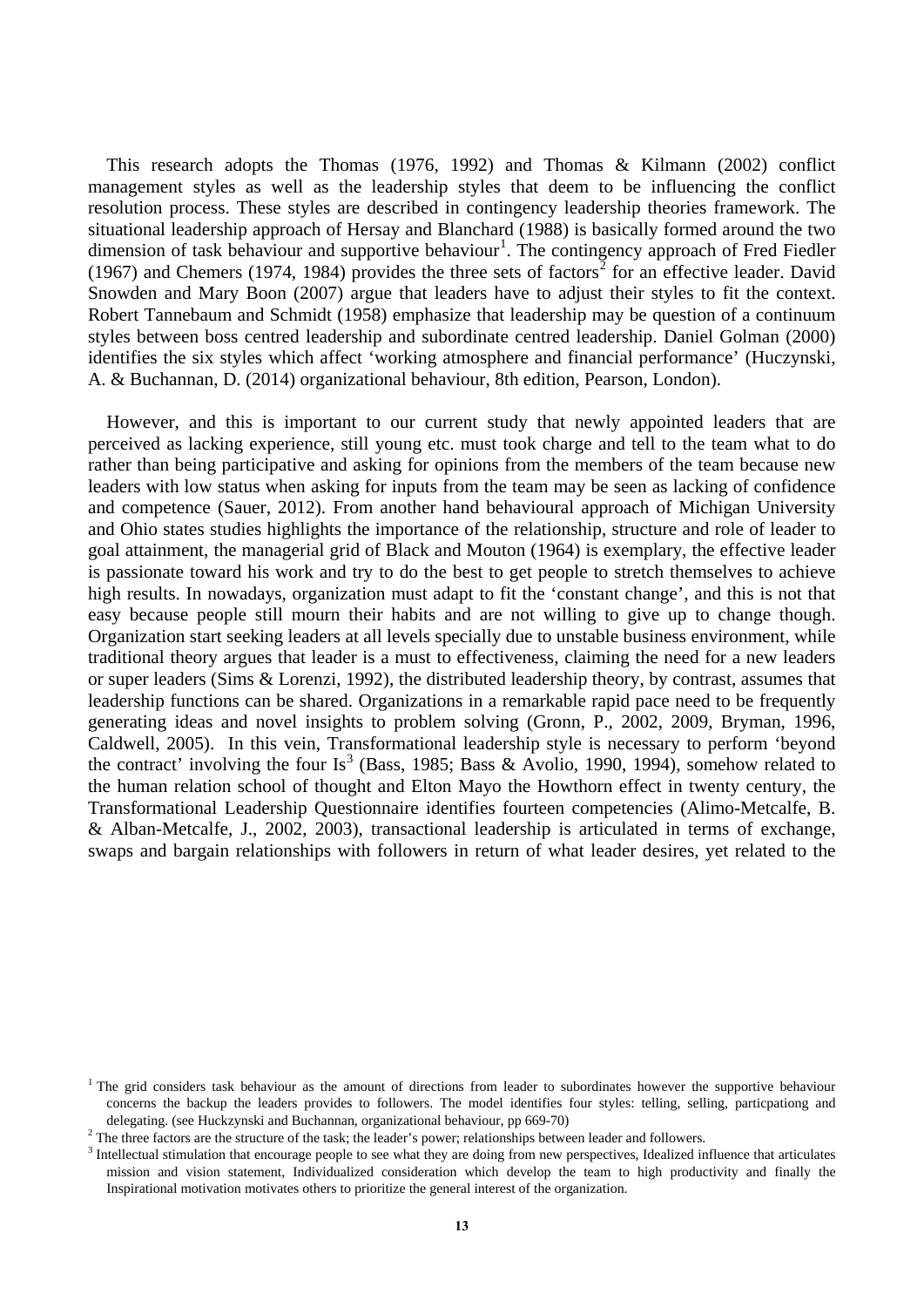This research adopts the Thomas (1976, 1992) and Thomas & Kilmann (2002) conflict management styles as well as the leadership styles that deem to be influencing the conflict resolution process. These styles are described in contingency leadership theories framework. The situational leadership approach of Hersay and Blanchard (1988) is basically formed around the two dimension of task behaviour and supportive behaviour[1]. The contingency approach of Fred Fiedler (1967) and Chemers (1974, 1984) provides the three sets of factors[2] for an effective leader. David Snowden and Mary Boon (2007) argue that leaders have to adjust their styles to fit the context. Robert Tannebaum and Schmidt (1958) emphasize that leadership may be question of a continuum styles between boss centred leadership and subordinate centred leadership. Daniel Golman (2000) identifies the six styles which affect 'working atmosphere and financial performance' (Huczynski, A. & Buchannan, D. (2014) organizational behaviour, 8th edition, Pearson, London).

However, and this is important to our current study that newly appointed leaders that are perceived as lacking experience, still young etc. must took charge and tell to the team what to do rather than being participative and asking for opinions from the members of the team because new leaders with low status when asking for inputs from the team may be seen as lacking of confidence and competence (Sauer, 2012). From another hand behavioural approach of Michigan University and Ohio states studies highlights the importance of the relationship, structure and role of leader to goal attainment, the managerial grid of Black and Mouton (1964) is exemplary, the effective leader is passionate toward his work and try to do the best to get people to stretch themselves to achieve high results. In nowadays, organization must adapt to fit the 'constant change', and this is not that easy because people still mourn their habits and are not willing to give up to change though. Organization start seeking leaders at all levels specially due to unstable business environment, while traditional theory argues that leader is a must to effectiveness, claiming the need for a new leaders or super leaders (Sims & Lorenzi, 1992), the distributed leadership theory, by contrast, assumes that leadership functions can be shared. Organizations in a remarkable rapid pace need to be frequently generating ideas and novel insights to problem solving (Gronn, P., 2002, 2009, Bryman, 1996, Caldwell, 2005). In this vein, Transformational leadership style is necessary to perform 'beyond the contract' involving the four Is[3] (Bass, 1985; Bass & Avolio, 1990, 1994), somehow related to the human relation school of thought and Elton Mayo the Howthorn effect in twenty century, the Transformational Leadership Questionnaire identifies fourteen competencies (Alimo-Metcalfe, B. & Alban-Metcalfe, J., 2002, 2003), transactional leadership is articulated in terms of exchange, swaps and bargain relationships with followers in return of what leader desires, yet related to the

---

[1] The grid considers task behaviour as the amount of directions from leader to subordinates however the supportive behaviour concerns the backup the leaders provides to followers. The model identifies four styles: telling, selling, particpationg and delegating. (see Huckzynski and Buchannan, organizational behaviour, pp 669-70)

[2] The three factors are the structure of the task; the leader's power; relationships between leader and followers.

[3] Intellectual stimulation that encourage people to see what they are doing from new perspectives, Idealized influence that articulates mission and vision statement, Individualized consideration which develop the team to high productivity and finally the Inspirational motivation motivates others to prioritize the general interest of the organization.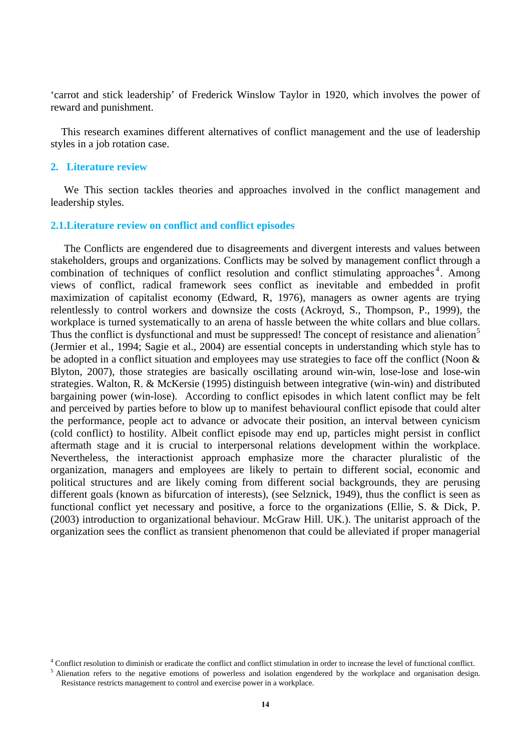‘carrot and stick leadership’ of Frederick Winslow Taylor in 1920, which involves the power of reward and punishment.

This research examines different alternatives of conflict management and the use of leadership styles in a job rotation case.

## 2. Literature review

We This section tackles theories and approaches involved in the conflict management and leadership styles.

### 2.1. Literature review on conflict and conflict episodes

The Conflicts are engendered due to disagreements and divergent interests and values between stakeholders, groups and organizations. Conflicts may be solved by management conflict through a combination of techniques of conflict resolution and conflict stimulating approaches[4]. Among views of conflict, radical framework sees conflict as inevitable and embedded in profit maximization of capitalist economy (Edward, R, 1976), managers as owner agents are trying relentlessly to control workers and downsize the costs (Ackroyd, S., Thompson, P., 1999), the workplace is turned systematically to an arena of hassle between the white collars and blue collars. Thus the conflict is dysfunctional and must be suppressed! The concept of resistance and alienation[5] (Jermier et al., 1994; Sagie et al., 2004) are essential concepts in understanding which style has to be adopted in a conflict situation and employees may use strategies to face off the conflict (Noon & Blyton, 2007), those strategies are basically oscillating around win-win, lose-lose and lose-win strategies. Walton, R. & McKersie (1995) distinguish between integrative (win-win) and distributed bargaining power (win-lose). According to conflict episodes in which latent conflict may be felt and perceived by parties before to blow up to manifest behavioural conflict episode that could alter the performance, people act to advance or advocate their position, an interval between cynicism (cold conflict) to hostility. Albeit conflict episode may end up, particles might persist in conflict aftermath stage and it is crucial to interpersonal relations development within the workplace. Nevertheless, the interactionist approach emphasize more the character pluralistic of the organization, managers and employees are likely to pertain to different social, economic and political structures and are likely coming from different social backgrounds, they are perusing different goals (known as bifurcation of interests), (see Selznick, 1949), thus the conflict is seen as functional conflict yet necessary and positive, a force to the organizations (Ellie, S. & Dick, P. (2003) introduction to organizational behaviour. McGraw Hill. UK.). The unitarist approach of the organization sees the conflict as transient phenomenon that could be alleviated if proper managerial

[4] Conflict resolution to diminish or eradicate the conflict and conflict stimulation in order to increase the level of functional conflict.

[5] Alienation refers to the negative emotions of powerless and isolation engendered by the workplace and organisation design. Resistance restricts management to control and exercise power in a workplace.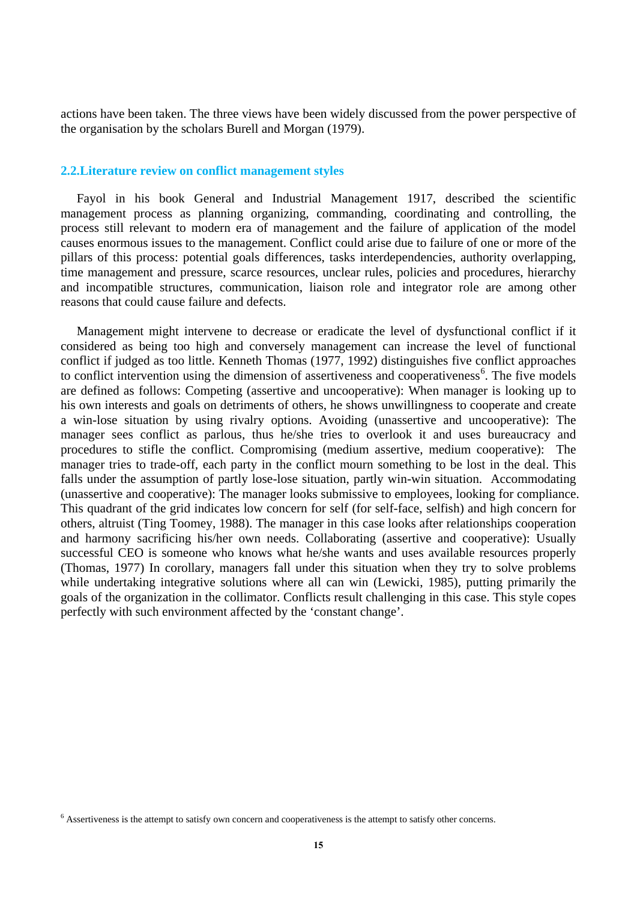actions have been taken. The three views have been widely discussed from the power perspective of the organisation by the scholars Burell and Morgan (1979).

## 2.2.Literature review on conflict management styles

Fayol in his book General and Industrial Management 1917, described the scientific management process as planning organizing, commanding, coordinating and controlling, the process still relevant to modern era of management and the failure of application of the model causes enormous issues to the management. Conflict could arise due to failure of one or more of the pillars of this process: potential goals differences, tasks interdependencies, authority overlapping, time management and pressure, scarce resources, unclear rules, policies and procedures, hierarchy and incompatible structures, communication, liaison role and integrator role are among other reasons that could cause failure and defects.

Management might intervene to decrease or eradicate the level of dysfunctional conflict if it considered as being too high and conversely management can increase the level of functional conflict if judged as too little. Kenneth Thomas (1977, 1992) distinguishes five conflict approaches to conflict intervention using the dimension of assertiveness and cooperativeness[6]. The five models are defined as follows: Competing (assertive and uncooperative): When manager is looking up to his own interests and goals on detriments of others, he shows unwillingness to cooperate and create a win-lose situation by using rivalry options. Avoiding (unassertive and uncooperative): The manager sees conflict as parlous, thus he/she tries to overlook it and uses bureaucracy and procedures to stifle the conflict. Compromising (medium assertive, medium cooperative): The manager tries to trade-off, each party in the conflict mourn something to be lost in the deal. This falls under the assumption of partly lose-lose situation, partly win-win situation. Accommodating (unassertive and cooperative): The manager looks submissive to employees, looking for compliance. This quadrant of the grid indicates low concern for self (for self-face, selfish) and high concern for others, altruist (Ting Toomey, 1988). The manager in this case looks after relationships cooperation and harmony sacrificing his/her own needs. Collaborating (assertive and cooperative): Usually successful CEO is someone who knows what he/she wants and uses available resources properly (Thomas, 1977) In corollary, managers fall under this situation when they try to solve problems while undertaking integrative solutions where all can win (Lewicki, 1985), putting primarily the goals of the organization in the collimator. Conflicts result challenging in this case. This style copes perfectly with such environment affected by the 'constant change'.

[6] Assertiveness is the attempt to satisfy own concern and cooperativeness is the attempt to satisfy other concerns.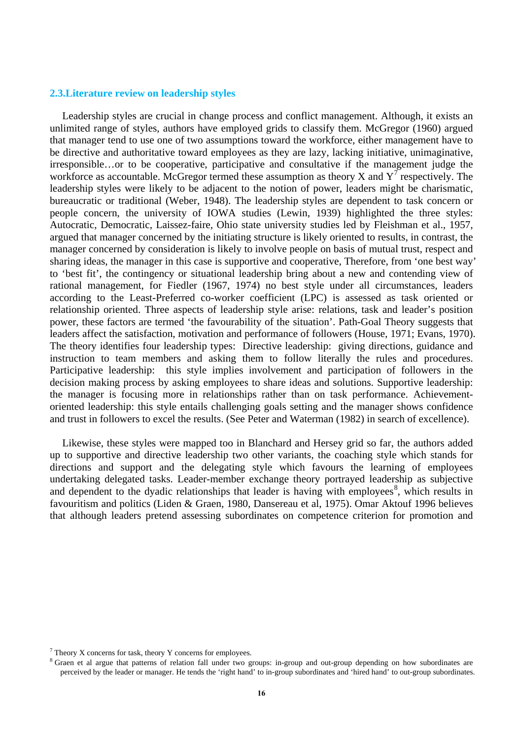## 2.3.Literature review on leadership styles

Leadership styles are crucial in change process and conflict management. Although, it exists an unlimited range of styles, authors have employed grids to classify them. McGregor (1960) argued that manager tend to use one of two assumptions toward the workforce, either management have to be directive and authoritative toward employees as they are lazy, lacking initiative, unimaginative, irresponsible…or to be cooperative, participative and consultative if the management judge the workforce as accountable. McGregor termed these assumption as theory X and Y[7] respectively. The leadership styles were likely to be adjacent to the notion of power, leaders might be charismatic, bureaucratic or traditional (Weber, 1948). The leadership styles are dependent to task concern or people concern, the university of IOWA studies (Lewin, 1939) highlighted the three styles: Autocratic, Democratic, Laissez-faire, Ohio state university studies led by Fleishman et al., 1957, argued that manager concerned by the initiating structure is likely oriented to results, in contrast, the manager concerned by consideration is likely to involve people on basis of mutual trust, respect and sharing ideas, the manager in this case is supportive and cooperative, Therefore, from 'one best way' to 'best fit', the contingency or situational leadership bring about a new and contending view of rational management, for Fiedler (1967, 1974) no best style under all circumstances, leaders according to the Least-Preferred co-worker coefficient (LPC) is assessed as task oriented or relationship oriented. Three aspects of leadership style arise: relations, task and leader's position power, these factors are termed 'the favourability of the situation'. Path-Goal Theory suggests that leaders affect the satisfaction, motivation and performance of followers (House, 1971; Evans, 1970). The theory identifies four leadership types: Directive leadership: giving directions, guidance and instruction to team members and asking them to follow literally the rules and procedures. Participative leadership: this style implies involvement and participation of followers in the decision making process by asking employees to share ideas and solutions. Supportive leadership: the manager is focusing more in relationships rather than on task performance. Achievement-oriented leadership: this style entails challenging goals setting and the manager shows confidence and trust in followers to excel the results. (See Peter and Waterman (1982) in search of excellence).

Likewise, these styles were mapped too in Blanchard and Hersey grid so far, the authors added up to supportive and directive leadership two other variants, the coaching style which stands for directions and support and the delegating style which favours the learning of employees undertaking delegated tasks. Leader-member exchange theory portrayed leadership as subjective and dependent to the dyadic relationships that leader is having with employees[8], which results in favouritism and politics (Liden & Graen, 1980, Dansereau et al, 1975). Omar Aktouf 1996 believes that although leaders pretend assessing subordinates on competence criterion for promotion and

---

[7] Theory X concerns for task, theory Y concerns for employees.

[8] Graen et al argue that patterns of relation fall under two groups: in-group and out-group depending on how subordinates are perceived by the leader or manager. He tends the 'right hand' to in-group subordinates and 'hired hand' to out-group subordinates.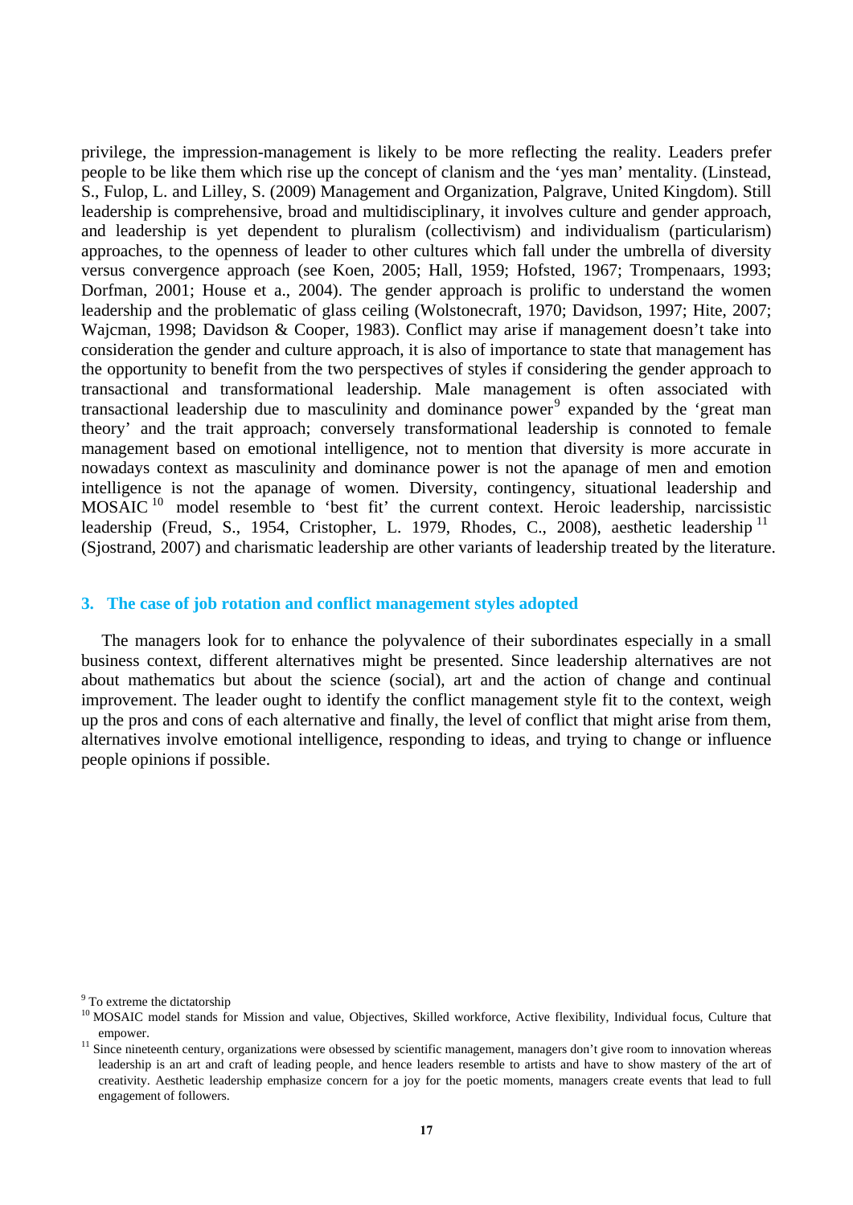privilege, the impression-management is likely to be more reflecting the reality. Leaders prefer people to be like them which rise up the concept of clanism and the 'yes man' mentality. (Linstead, S., Fulop, L. and Lilley, S. (2009) Management and Organization, Palgrave, United Kingdom). Still leadership is comprehensive, broad and multidisciplinary, it involves culture and gender approach, and leadership is yet dependent to pluralism (collectivism) and individualism (particularism) approaches, to the openness of leader to other cultures which fall under the umbrella of diversity versus convergence approach (see Koen, 2005; Hall, 1959; Hofsted, 1967; Trompenaars, 1993; Dorfman, 2001; House et a., 2004). The gender approach is prolific to understand the women leadership and the problematic of glass ceiling (Wolstonecraft, 1970; Davidson, 1997; Hite, 2007; Wajcman, 1998; Davidson & Cooper, 1983). Conflict may arise if management doesn't take into consideration the gender and culture approach, it is also of importance to state that management has the opportunity to benefit from the two perspectives of styles if considering the gender approach to transactional and transformational leadership. Male management is often associated with transactional leadership due to masculinity and dominance power[9] expanded by the 'great man theory' and the trait approach; conversely transformational leadership is connoted to female management based on emotional intelligence, not to mention that diversity is more accurate in nowadays context as masculinity and dominance power is not the apanage of men and emotion intelligence is not the apanage of women. Diversity, contingency, situational leadership and MOSAIC[10] model resemble to 'best fit' the current context. Heroic leadership, narcissistic leadership (Freud, S., 1954, Cristopher, L. 1979, Rhodes, C., 2008), aesthetic leadership[11] (Sjostrand, 2007) and charismatic leadership are other variants of leadership treated by the literature.

## 3. The case of job rotation and conflict management styles adopted

The managers look for to enhance the polyvalence of their subordinates especially in a small business context, different alternatives might be presented. Since leadership alternatives are not about mathematics but about the science (social), art and the action of change and continual improvement. The leader ought to identify the conflict management style fit to the context, weigh up the pros and cons of each alternative and finally, the level of conflict that might arise from them, alternatives involve emotional intelligence, responding to ideas, and trying to change or influence people opinions if possible.

[9] To extreme the dictatorship

[10] MOSAIC model stands for Mission and value, Objectives, Skilled workforce, Active flexibility, Individual focus, Culture that empower.

[11] Since nineteenth century, organizations were obsessed by scientific management, managers don't give room to innovation whereas leadership is an art and craft of leading people, and hence leaders resemble to artists and have to show mastery of the art of creativity. Aesthetic leadership emphasize concern for a joy for the poetic moments, managers create events that lead to full engagement of followers.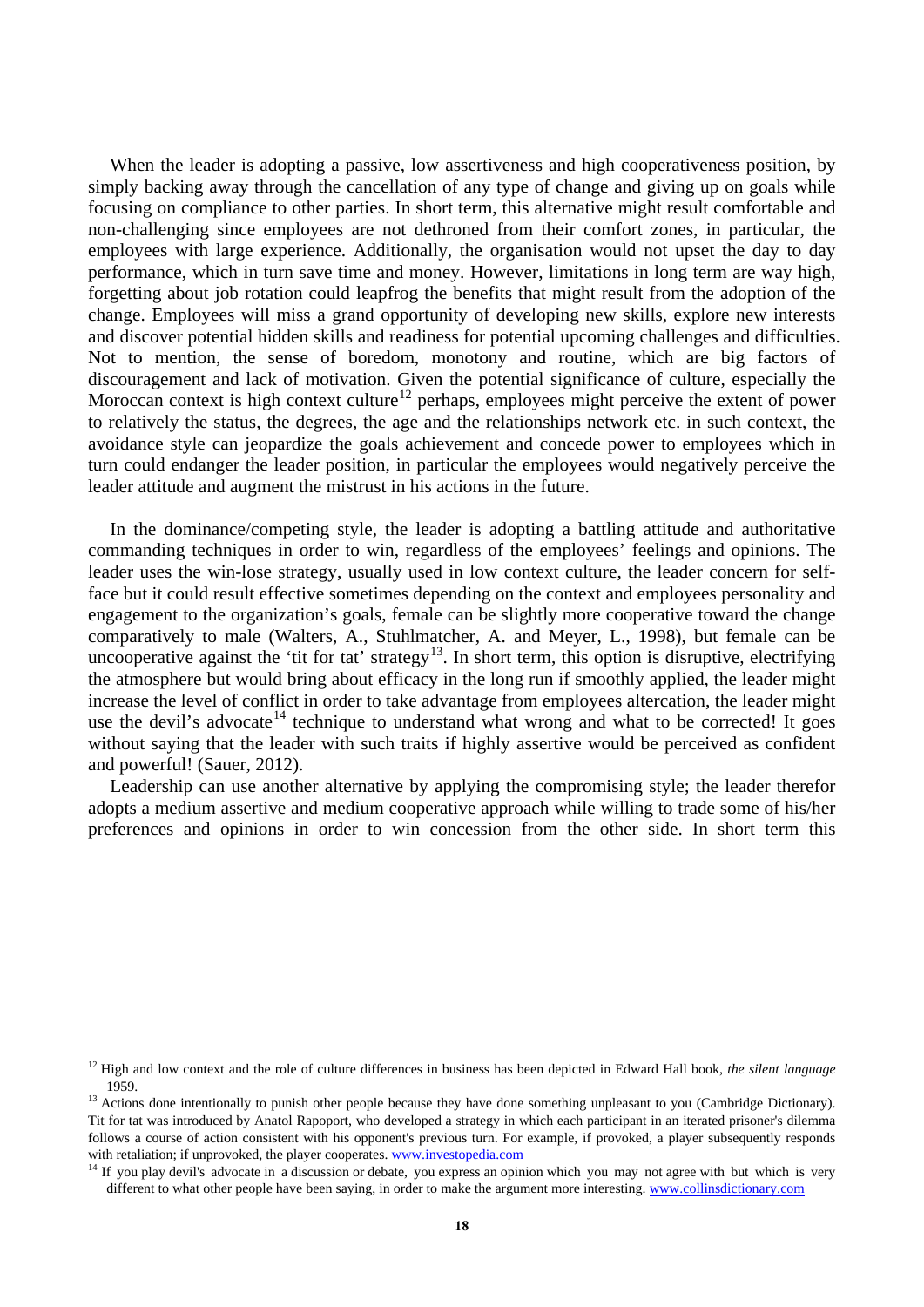When the leader is adopting a passive, low assertiveness and high cooperativeness position, by simply backing away through the cancellation of any type of change and giving up on goals while focusing on compliance to other parties. In short term, this alternative might result comfortable and non-challenging since employees are not dethroned from their comfort zones, in particular, the employees with large experience. Additionally, the organisation would not upset the day to day performance, which in turn save time and money. However, limitations in long term are way high, forgetting about job rotation could leapfrog the benefits that might result from the adoption of the change. Employees will miss a grand opportunity of developing new skills, explore new interests and discover potential hidden skills and readiness for potential upcoming challenges and difficulties. Not to mention, the sense of boredom, monotony and routine, which are big factors of discouragement and lack of motivation. Given the potential significance of culture, especially the Moroccan context is high context culture[12] perhaps, employees might perceive the extent of power to relatively the status, the degrees, the age and the relationships network etc. in such context, the avoidance style can jeopardize the goals achievement and concede power to employees which in turn could endanger the leader position, in particular the employees would negatively perceive the leader attitude and augment the mistrust in his actions in the future.

In the dominance/competing style, the leader is adopting a battling attitude and authoritative commanding techniques in order to win, regardless of the employees' feelings and opinions. The leader uses the win-lose strategy, usually used in low context culture, the leader concern for self-face but it could result effective sometimes depending on the context and employees personality and engagement to the organization's goals, female can be slightly more cooperative toward the change comparatively to male (Walters, A., Stuhlmatcher, A. and Meyer, L., 1998), but female can be uncooperative against the 'tit for tat' strategy[13]. In short term, this option is disruptive, electrifying the atmosphere but would bring about efficacy in the long run if smoothly applied, the leader might increase the level of conflict in order to take advantage from employees altercation, the leader might use the devil's advocate[14] technique to understand what wrong and what to be corrected! It goes without saying that the leader with such traits if highly assertive would be perceived as confident and powerful! (Sauer, 2012).

Leadership can use another alternative by applying the compromising style; the leader therefor adopts a medium assertive and medium cooperative approach while willing to trade some of his/her preferences and opinions in order to win concession from the other side. In short term this

---

[12] High and low context and the role of culture differences in business has been depicted in Edward Hall book, *the silent language* 1959.

[13] Actions done intentionally to punish other people because they have done something unpleasant to you (Cambridge Dictionary). Tit for tat was introduced by Anatol Rapoport, who developed a strategy in which each participant in an iterated prisoner's dilemma follows a course of action consistent with his opponent's previous turn. For example, if provoked, a player subsequently responds with retaliation; if unprovoked, the player cooperates. www.investopedia.com

[14] If you play devil's advocate in a discussion or debate, you express an opinion which you may not agree with but which is very different to what other people have been saying, in order to make the argument more interesting. www.collinsdictionary.com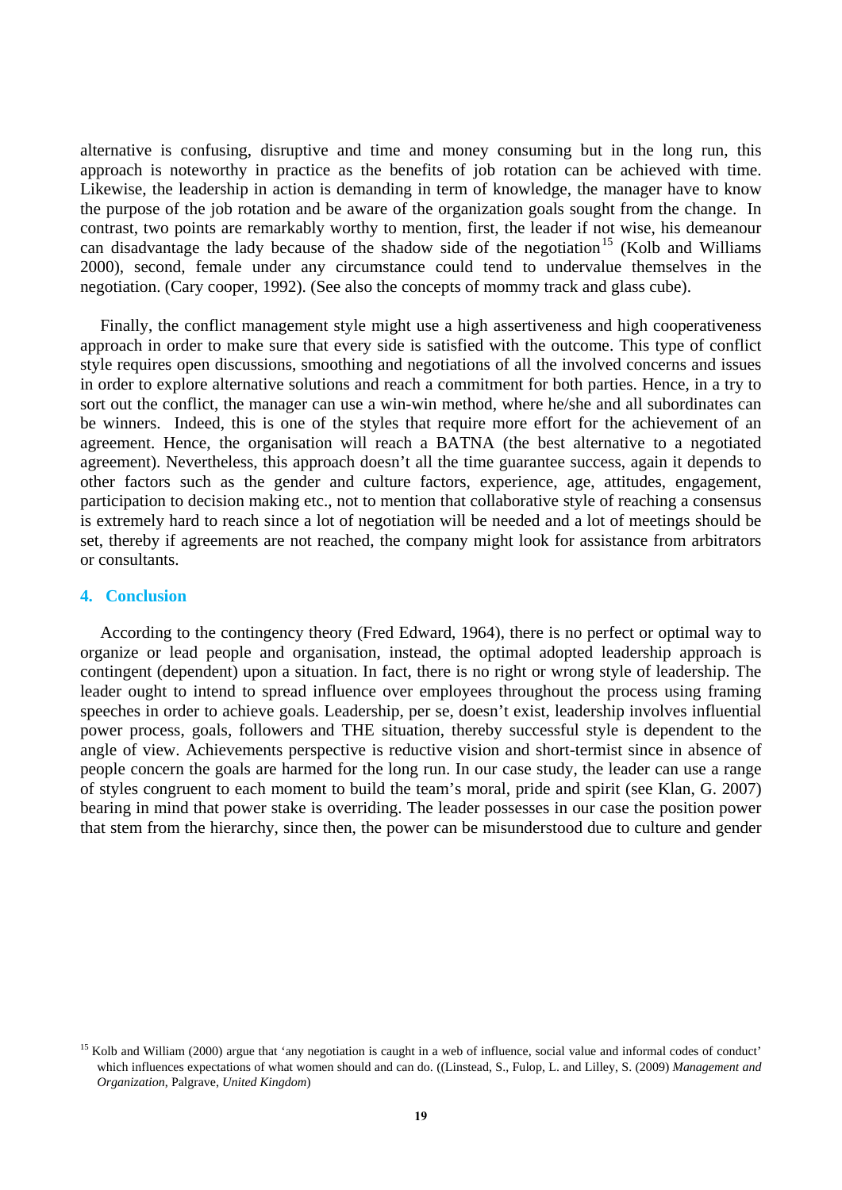alternative is confusing, disruptive and time and money consuming but in the long run, this approach is noteworthy in practice as the benefits of job rotation can be achieved with time. Likewise, the leadership in action is demanding in term of knowledge, the manager have to know the purpose of the job rotation and be aware of the organization goals sought from the change. In contrast, two points are remarkably worthy to mention, first, the leader if not wise, his demeanour can disadvantage the lady because of the shadow side of the negotiation[15] (Kolb and Williams 2000), second, female under any circumstance could tend to undervalue themselves in the negotiation. (Cary cooper, 1992). (See also the concepts of mommy track and glass cube).

Finally, the conflict management style might use a high assertiveness and high cooperativeness approach in order to make sure that every side is satisfied with the outcome. This type of conflict style requires open discussions, smoothing and negotiations of all the involved concerns and issues in order to explore alternative solutions and reach a commitment for both parties. Hence, in a try to sort out the conflict, the manager can use a win-win method, where he/she and all subordinates can be winners. Indeed, this is one of the styles that require more effort for the achievement of an agreement. Hence, the organisation will reach a BATNA (the best alternative to a negotiated agreement). Nevertheless, this approach doesn't all the time guarantee success, again it depends to other factors such as the gender and culture factors, experience, age, attitudes, engagement, participation to decision making etc., not to mention that collaborative style of reaching a consensus is extremely hard to reach since a lot of negotiation will be needed and a lot of meetings should be set, thereby if agreements are not reached, the company might look for assistance from arbitrators or consultants.

## 4. Conclusion

According to the contingency theory (Fred Edward, 1964), there is no perfect or optimal way to organize or lead people and organisation, instead, the optimal adopted leadership approach is contingent (dependent) upon a situation. In fact, there is no right or wrong style of leadership. The leader ought to intend to spread influence over employees throughout the process using framing speeches in order to achieve goals. Leadership, per se, doesn't exist, leadership involves influential power process, goals, followers and THE situation, thereby successful style is dependent to the angle of view. Achievements perspective is reductive vision and short-termist since in absence of people concern the goals are harmed for the long run. In our case study, the leader can use a range of styles congruent to each moment to build the team's moral, pride and spirit (see Klan, G. 2007) bearing in mind that power stake is overriding. The leader possesses in our case the position power that stem from the hierarchy, since then, the power can be misunderstood due to culture and gender

[15] Kolb and William (2000) argue that 'any negotiation is caught in a web of influence, social value and informal codes of conduct' which influences expectations of what women should and can do. ((Linstead, S., Fulop, L. and Lilley, S. (2009) *Management and Organization*, Palgrave, *United Kingdom*)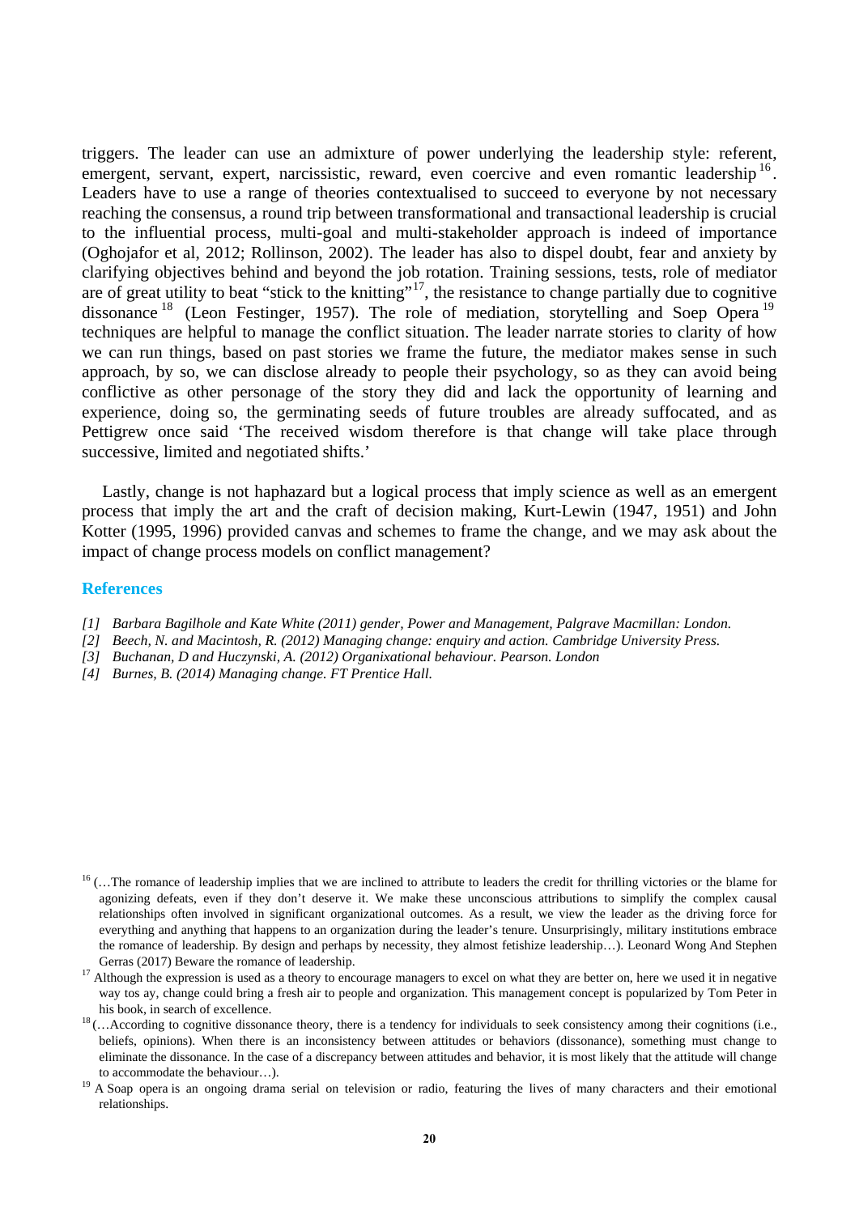triggers. The leader can use an admixture of power underlying the leadership style: referent, emergent, servant, expert, narcissistic, reward, even coercive and even romantic leadership[16]. Leaders have to use a range of theories contextualised to succeed to everyone by not necessary reaching the consensus, a round trip between transformational and transactional leadership is crucial to the influential process, multi-goal and multi-stakeholder approach is indeed of importance (Oghojafor et al, 2012; Rollinson, 2002). The leader has also to dispel doubt, fear and anxiety by clarifying objectives behind and beyond the job rotation. Training sessions, tests, role of mediator are of great utility to beat "stick to the knitting"[17], the resistance to change partially due to cognitive dissonance[18] (Leon Festinger, 1957). The role of mediation, storytelling and Soep Opera[19] techniques are helpful to manage the conflict situation. The leader narrate stories to clarity of how we can run things, based on past stories we frame the future, the mediator makes sense in such approach, by so, we can disclose already to people their psychology, so as they can avoid being conflictive as other personage of the story they did and lack the opportunity of learning and experience, doing so, the germinating seeds of future troubles are already suffocated, and as Pettigrew once said 'The received wisdom therefore is that change will take place through successive, limited and negotiated shifts.'

Lastly, change is not haphazard but a logical process that imply science as well as an emergent process that imply the art and the craft of decision making, Kurt-Lewin (1947, 1951) and John Kotter (1995, 1996) provided canvas and schemes to frame the change, and we may ask about the impact of change process models on conflict management?

## References

*[1] Barbara Bagilhole and Kate White (2011) gender, Power and Management, Palgrave Macmillan: London.*
*[2] Beech, N. and Macintosh, R. (2012) Managing change: enquiry and action. Cambridge University Press.*
*[3] Buchanan, D and Huczynski, A. (2012) Organixational behaviour. Pearson. London*
*[4] Burnes, B. (2014) Managing change. FT Prentice Hall.*

---

[16] (…The romance of leadership implies that we are inclined to attribute to leaders the credit for thrilling victories or the blame for agonizing defeats, even if they don't deserve it. We make these unconscious attributions to simplify the complex causal relationships often involved in significant organizational outcomes. As a result, we view the leader as the driving force for everything and anything that happens to an organization during the leader's tenure. Unsurprisingly, military institutions embrace the romance of leadership. By design and perhaps by necessity, they almost fetishize leadership…). Leonard Wong And Stephen Gerras (2017) Beware the romance of leadership.

[17] Although the expression is used as a theory to encourage managers to excel on what they are better on, here we used it in negative way tos ay, change could bring a fresh air to people and organization. This management concept is popularized by Tom Peter in his book, in search of excellence.

[18] (…According to cognitive dissonance theory, there is a tendency for individuals to seek consistency among their cognitions (i.e., beliefs, opinions). When there is an inconsistency between attitudes or behaviors (dissonance), something must change to eliminate the dissonance. In the case of a discrepancy between attitudes and behavior, it is most likely that the attitude will change to accommodate the behaviour…).

[19] A Soap opera is an ongoing drama serial on television or radio, featuring the lives of many characters and their emotional relationships.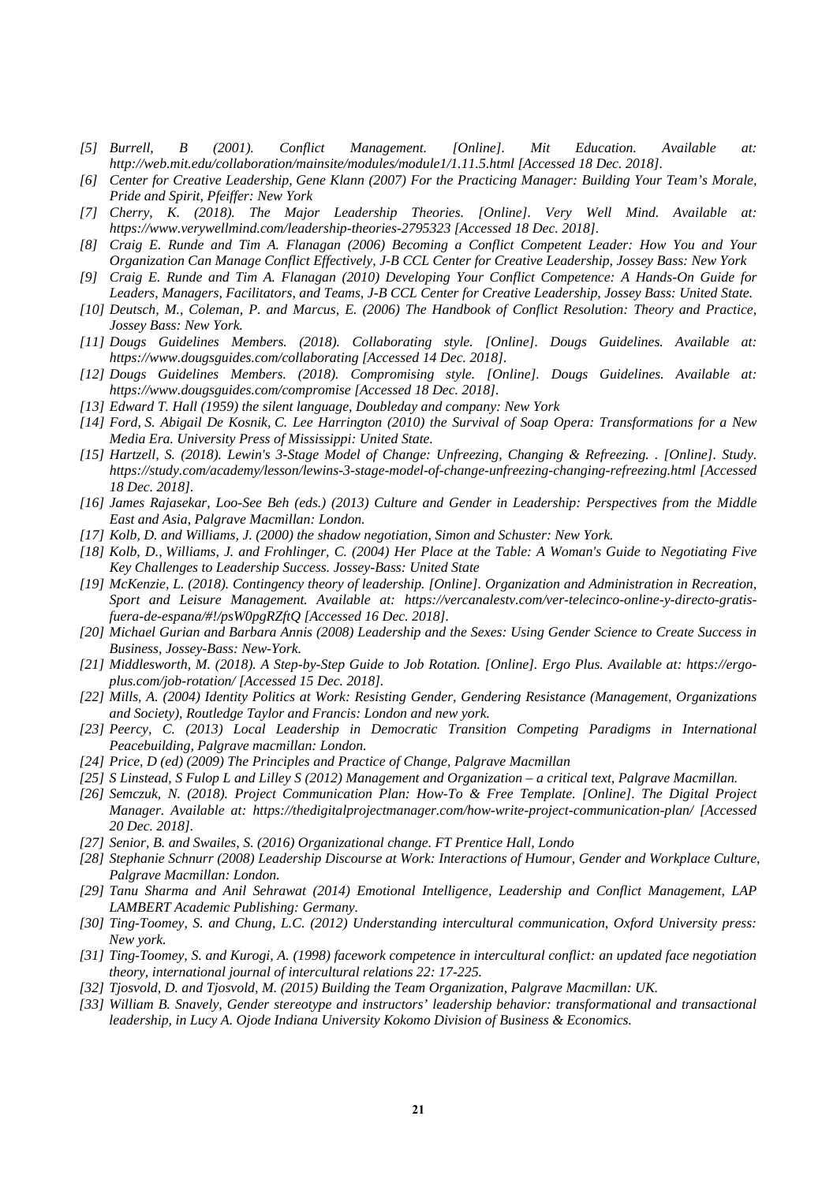*[5] Burrell, B (2001). Conflict Management. [Online]. Mit Education. Available at: http://web.mit.edu/collaboration/mainsite/modules/module1/1.11.5.html [Accessed 18 Dec. 2018].*

*[6] Center for Creative Leadership, Gene Klann (2007) For the Practicing Manager: Building Your Team's Morale, Pride and Spirit, Pfeiffer: New York*

*[7] Cherry, K. (2018). The Major Leadership Theories. [Online]. Very Well Mind. Available at: https://www.verywellmind.com/leadership-theories-2795323 [Accessed 18 Dec. 2018].*

*[8] Craig E. Runde and Tim A. Flanagan (2006) Becoming a Conflict Competent Leader: How You and Your Organization Can Manage Conflict Effectively, J-B CCL Center for Creative Leadership, Jossey Bass: New York*

*[9] Craig E. Runde and Tim A. Flanagan (2010) Developing Your Conflict Competence: A Hands-On Guide for Leaders, Managers, Facilitators, and Teams, J-B CCL Center for Creative Leadership, Jossey Bass: United State.*

*[10] Deutsch, M., Coleman, P. and Marcus, E. (2006) The Handbook of Conflict Resolution: Theory and Practice, Jossey Bass: New York.*

*[11] Dougs Guidelines Members. (2018). Collaborating style. [Online]. Dougs Guidelines. Available at: https://www.dougsguides.com/collaborating [Accessed 14 Dec. 2018].*

*[12] Dougs Guidelines Members. (2018). Compromising style. [Online]. Dougs Guidelines. Available at: https://www.dougsguides.com/compromise [Accessed 18 Dec. 2018].*

*[13] Edward T. Hall (1959) the silent language, Doubleday and company: New York*

*[14] Ford, S. Abigail De Kosnik, C. Lee Harrington (2010) the Survival of Soap Opera: Transformations for a New Media Era. University Press of Mississippi: United State.*

*[15] Hartzell, S. (2018). Lewin's 3-Stage Model of Change: Unfreezing, Changing & Refreezing. . [Online]. Study. https://study.com/academy/lesson/lewins-3-stage-model-of-change-unfreezing-changing-refreezing.html [Accessed 18 Dec. 2018].*

*[16] James Rajasekar, Loo-See Beh (eds.) (2013) Culture and Gender in Leadership: Perspectives from the Middle East and Asia, Palgrave Macmillan: London.*

*[17] Kolb, D. and Williams, J. (2000) the shadow negotiation, Simon and Schuster: New York.*

*[18] Kolb, D., Williams, J. and Frohlinger, C. (2004) Her Place at the Table: A Woman's Guide to Negotiating Five Key Challenges to Leadership Success. Jossey-Bass: United State*

*[19] McKenzie, L. (2018). Contingency theory of leadership. [Online]. Organization and Administration in Recreation, Sport and Leisure Management. Available at: https://vercanalestv.com/ver-telecinco-online-y-directo-gratis-fuera-de-espana/#!/psW0pgRZftQ [Accessed 16 Dec. 2018].*

*[20] Michael Gurian and Barbara Annis (2008) Leadership and the Sexes: Using Gender Science to Create Success in Business, Jossey-Bass: New-York.*

*[21] Middlesworth, M. (2018). A Step-by-Step Guide to Job Rotation. [Online]. Ergo Plus. Available at: https://ergo-plus.com/job-rotation/ [Accessed 15 Dec. 2018].*

*[22] Mills, A. (2004) Identity Politics at Work: Resisting Gender, Gendering Resistance (Management, Organizations and Society), Routledge Taylor and Francis: London and new york.*

*[23] Peercy, C. (2013) Local Leadership in Democratic Transition Competing Paradigms in International Peacebuilding, Palgrave macmillan: London.*

*[24] Price, D (ed) (2009) The Principles and Practice of Change, Palgrave Macmillan*

*[25] S Linstead, S Fulop L and Lilley S (2012) Management and Organization – a critical text, Palgrave Macmillan.*

*[26] Semczuk, N. (2018). Project Communication Plan: How-To & Free Template. [Online]. The Digital Project Manager. Available at: https://thedigitalprojectmanager.com/how-write-project-communication-plan/ [Accessed 20 Dec. 2018].*

*[27] Senior, B. and Swailes, S. (2016) Organizational change. FT Prentice Hall, Londo*

*[28] Stephanie Schnurr (2008) Leadership Discourse at Work: Interactions of Humour, Gender and Workplace Culture, Palgrave Macmillan: London.*

*[29] Tanu Sharma and Anil Sehrawat (2014) Emotional Intelligence, Leadership and Conflict Management, LAP LAMBERT Academic Publishing: Germany.*

*[30] Ting-Toomey, S. and Chung, L.C. (2012) Understanding intercultural communication, Oxford University press: New york.*

*[31] Ting-Toomey, S. and Kurogi, A. (1998) facework competence in intercultural conflict: an updated face negotiation theory, international journal of intercultural relations 22: 17-225.*

*[32] Tjosvold, D. and Tjosvold, M. (2015) Building the Team Organization, Palgrave Macmillan: UK.*

*[33] William B. Snavely, Gender stereotype and instructors' leadership behavior: transformational and transactional leadership, in Lucy A. Ojode Indiana University Kokomo Division of Business & Economics.*